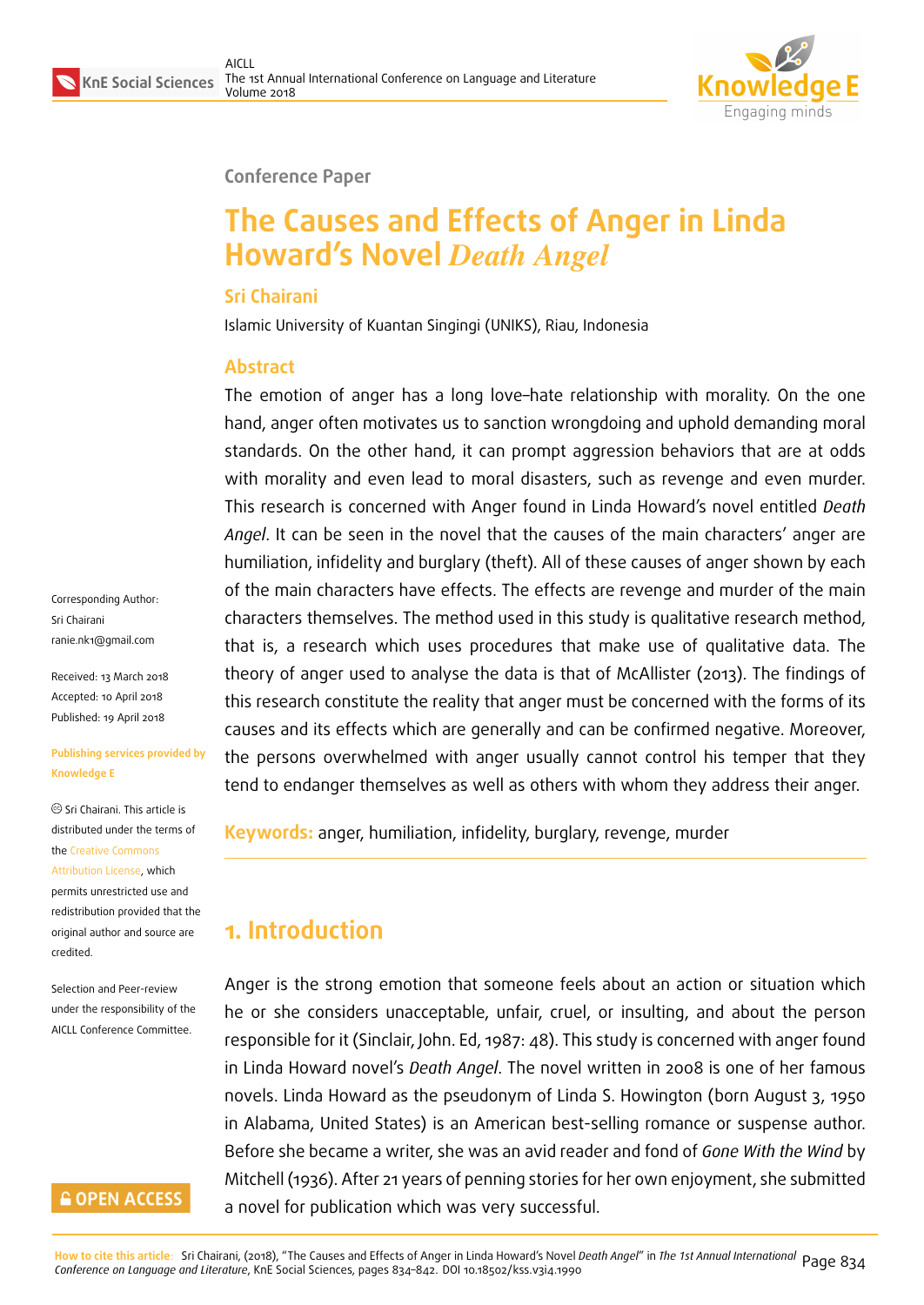Conference Paper

# The Causes and Effects of Anger in Linda Howard's Novel *Death Angel*

**Sri Chairani**

Islamic University of Kuantan Singingi (UNIKS), Riau, Indonesia

## Abstract

The emotion of anger has a long love–hate relationship with morality. On the one hand, anger often motivates us to sanction wrongdoing and uphold demanding moral standards. On the other hand, it can prompt aggression behaviors that are at odds with morality and even lead to moral disasters, such as revenge and even murder. This research is concerned with Anger found in Linda Howard's novel entitled *Death Angel*. It can be seen in the novel that the causes of the main characters' anger are humiliation, infidelity and burglary (theft). All of these causes of anger shown by each of the main characters have effects. The effects are revenge and murder of the main characters themselves. The method used in this study is qualitative research method, that is, a research which uses procedures that make use of qualitative data. The theory of anger used to analyse the data is that of McAllister (2013). The findings of this research constitute the reality that anger must be concerned with the forms of its causes and its effects which are generally and can be confirmed negative. Moreover, the persons overwhelmed with anger usually cannot control his temper that they tend to endanger themselves as well as others with whom they address their anger.

**Keywords:** anger, humiliation, infidelity, burglary, revenge, murder

Corresponding Author: Sri Chairani ranie.nk1@gmail.com

Received: 13 March 2018
Accepted: 10 April 2018
Published: 19 April 2018

Publishing services provided by Knowledge E

© Sri Chairani. This article is distributed under the terms of the Creative Commons Attribution License, which permits unrestricted use and redistribution provided that the original author and source are credited.

Selection and Peer-review under the responsibility of the AICLL Conference Committee.

## 1. Introduction

Anger is the strong emotion that someone feels about an action or situation which he or she considers unacceptable, unfair, cruel, or insulting, and about the person responsible for it (Sinclair, John. Ed, 1987: 48). This study is concerned with anger found in Linda Howard novel's *Death Angel*. The novel written in 2008 is one of her famous novels. Linda Howard as the pseudonym of Linda S. Howington (born August 3, 1950 in Alabama, United States) is an American best-selling romance or suspense author. Before she became a writer, she was an avid reader and fond of *Gone With the Wind* by Mitchell (1936). After 21 years of penning stories for her own enjoyment, she submitted a novel for publication which was very successful.

How to cite this article: Sri Chairani, (2018), "The Causes and Effects of Anger in Linda Howard's Novel *Death Angel*" in *The 1st Annual International Conference on Language and Literature*, KnE Social Sciences, pages 834–842. DOI 10.18502/kss.v3i4.1990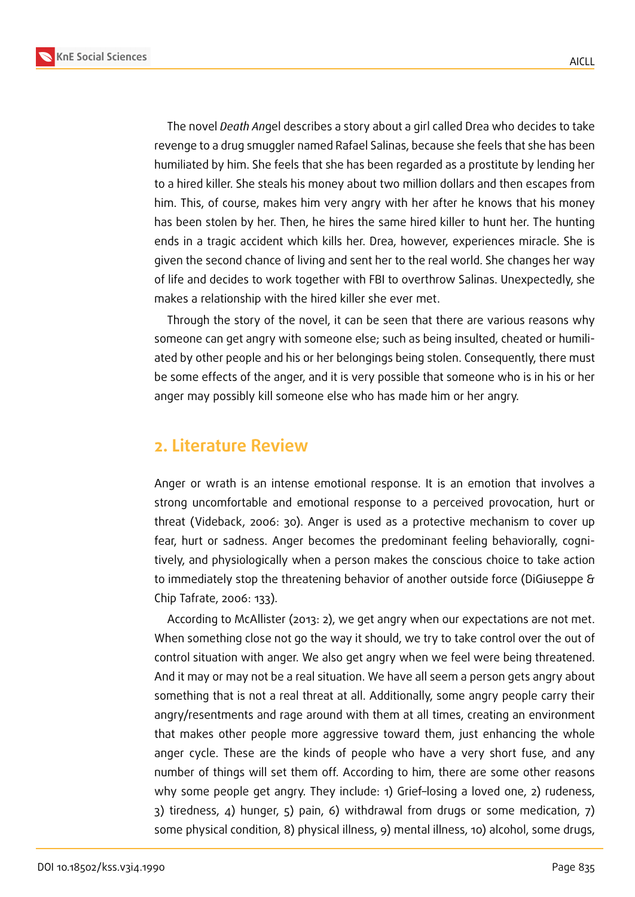The novel *Death An*gel describes a story about a girl called Drea who decides to take revenge to a drug smuggler named Rafael Salinas, because she feels that she has been humiliated by him. She feels that she has been regarded as a prostitute by lending her to a hired killer. She steals his money about two million dollars and then escapes from him. This, of course, makes him very angry with her after he knows that his money has been stolen by her. Then, he hires the same hired killer to hunt her. The hunting ends in a tragic accident which kills her. Drea, however, experiences miracle. She is given the second chance of living and sent her to the real world. She changes her way of life and decides to work together with FBI to overthrow Salinas. Unexpectedly, she makes a relationship with the hired killer she ever met.

Through the story of the novel, it can be seen that there are various reasons why someone can get angry with someone else; such as being insulted, cheated or humiliated by other people and his or her belongings being stolen. Consequently, there must be some effects of the anger, and it is very possible that someone who is in his or her anger may possibly kill someone else who has made him or her angry.

## 2. Literature Review

Anger or wrath is an intense emotional response. It is an emotion that involves a strong uncomfortable and emotional response to a perceived provocation, hurt or threat (Videback, 2006: 30). Anger is used as a protective mechanism to cover up fear, hurt or sadness. Anger becomes the predominant feeling behaviorally, cognitively, and physiologically when a person makes the conscious choice to take action to immediately stop the threatening behavior of another outside force (DiGiuseppe & Chip Tafrate, 2006: 133).

According to McAllister (2013: 2), we get angry when our expectations are not met. When something close not go the way it should, we try to take control over the out of control situation with anger. We also get angry when we feel were being threatened. And it may or may not be a real situation. We have all seem a person gets angry about something that is not a real threat at all. Additionally, some angry people carry their angry/resentments and rage around with them at all times, creating an environment that makes other people more aggressive toward them, just enhancing the whole anger cycle. These are the kinds of people who have a very short fuse, and any number of things will set them off. According to him, there are some other reasons why some people get angry. They include: 1) Grief–losing a loved one, 2) rudeness, 3) tiredness, 4) hunger, 5) pain, 6) withdrawal from drugs or some medication, 7) some physical condition, 8) physical illness, 9) mental illness, 10) alcohol, some drugs,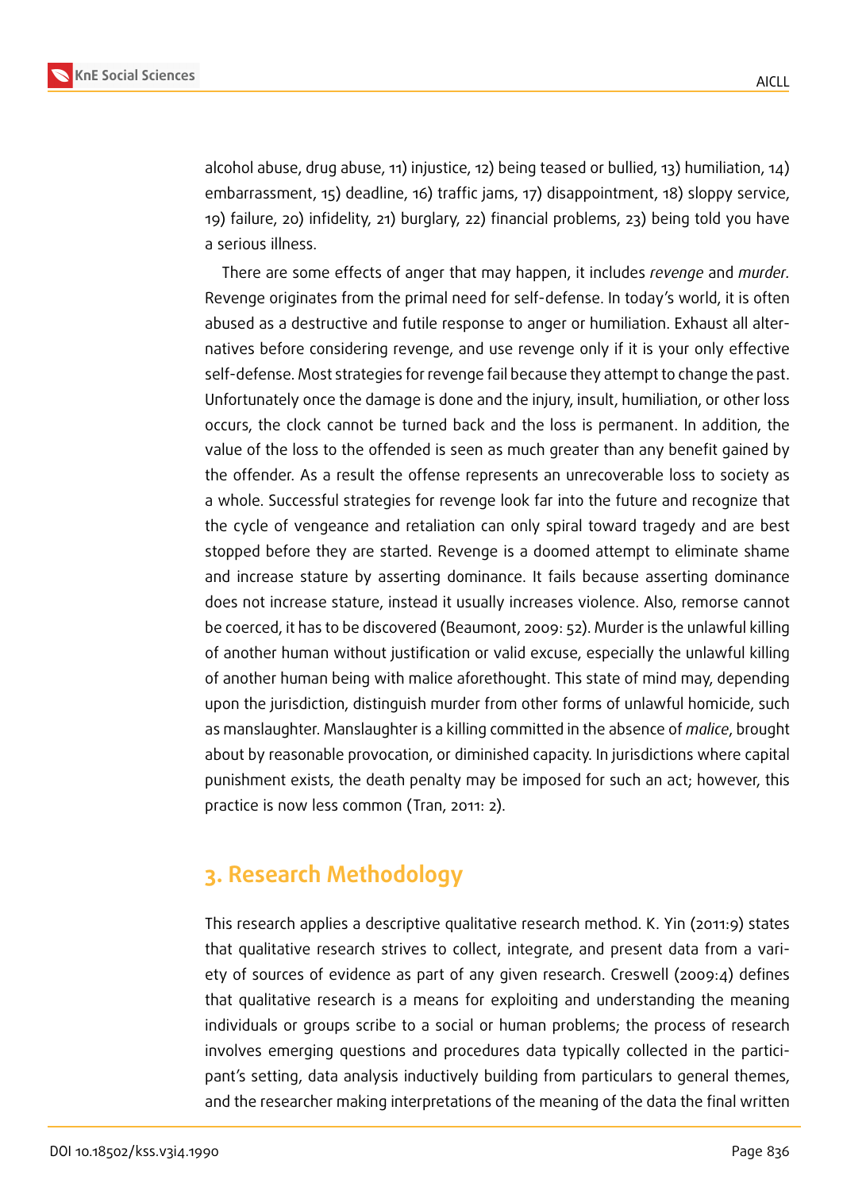alcohol abuse, drug abuse, 11) injustice, 12) being teased or bullied, 13) humiliation, 14) embarrassment, 15) deadline, 16) traffic jams, 17) disappointment, 18) sloppy service, 19) failure, 20) infidelity, 21) burglary, 22) financial problems, 23) being told you have a serious illness.

There are some effects of anger that may happen, it includes *revenge* and *murder*. Revenge originates from the primal need for self-defense. In today's world, it is often abused as a destructive and futile response to anger or humiliation. Exhaust all alternatives before considering revenge, and use revenge only if it is your only effective self-defense. Most strategies for revenge fail because they attempt to change the past. Unfortunately once the damage is done and the injury, insult, humiliation, or other loss occurs, the clock cannot be turned back and the loss is permanent. In addition, the value of the loss to the offended is seen as much greater than any benefit gained by the offender. As a result the offense represents an unrecoverable loss to society as a whole. Successful strategies for revenge look far into the future and recognize that the cycle of vengeance and retaliation can only spiral toward tragedy and are best stopped before they are started. Revenge is a doomed attempt to eliminate shame and increase stature by asserting dominance. It fails because asserting dominance does not increase stature, instead it usually increases violence. Also, remorse cannot be coerced, it has to be discovered (Beaumont, 2009: 52). Murder is the unlawful killing of another human without justification or valid excuse, especially the unlawful killing of another human being with malice aforethought. This state of mind may, depending upon the jurisdiction, distinguish murder from other forms of unlawful homicide, such as manslaughter. Manslaughter is a killing committed in the absence of *malice*, brought about by reasonable provocation, or diminished capacity. In jurisdictions where capital punishment exists, the death penalty may be imposed for such an act; however, this practice is now less common (Tran, 2011: 2).

## 3. Research Methodology

This research applies a descriptive qualitative research method. K. Yin (2011:9) states that qualitative research strives to collect, integrate, and present data from a variety of sources of evidence as part of any given research. Creswell (2009:4) defines that qualitative research is a means for exploiting and understanding the meaning individuals or groups scribe to a social or human problems; the process of research involves emerging questions and procedures data typically collected in the participant's setting, data analysis inductively building from particulars to general themes, and the researcher making interpretations of the meaning of the data the final written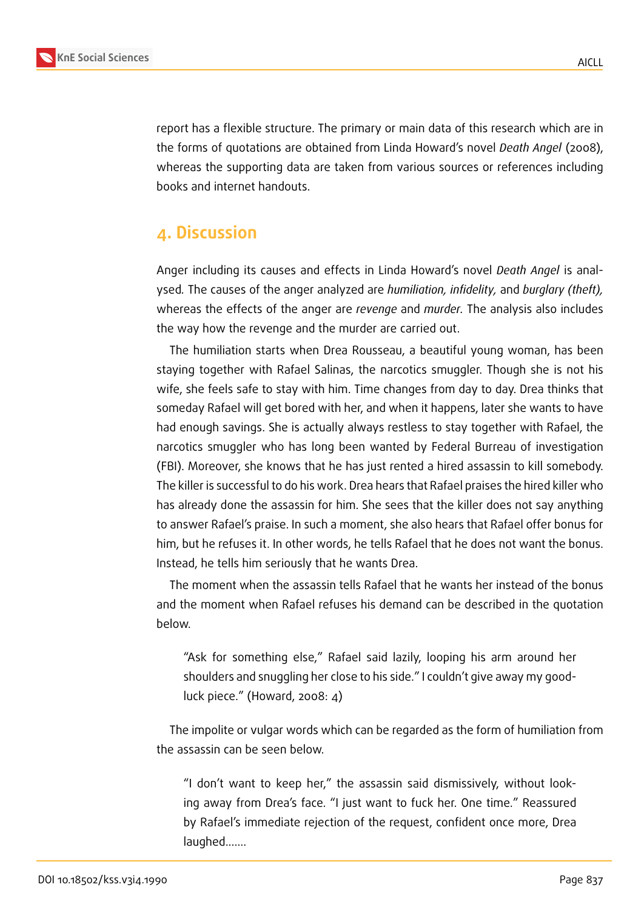report has a flexible structure. The primary or main data of this research which are in the forms of quotations are obtained from Linda Howard's novel *Death Angel* (2008), whereas the supporting data are taken from various sources or references including books and internet handouts.

## 4. Discussion

Anger including its causes and effects in Linda Howard's novel *Death Angel* is analysed. The causes of the anger analyzed are *humiliation, infidelity,* and *burglary (theft),* whereas the effects of the anger are *revenge* and *murder.* The analysis also includes the way how the revenge and the murder are carried out.

The humiliation starts when Drea Rousseau, a beautiful young woman, has been staying together with Rafael Salinas, the narcotics smuggler. Though she is not his wife, she feels safe to stay with him. Time changes from day to day. Drea thinks that someday Rafael will get bored with her, and when it happens, later she wants to have had enough savings. She is actually always restless to stay together with Rafael, the narcotics smuggler who has long been wanted by Federal Burreau of investigation (FBI). Moreover, she knows that he has just rented a hired assassin to kill somebody. The killer is successful to do his work. Drea hears that Rafael praises the hired killer who has already done the assassin for him. She sees that the killer does not say anything to answer Rafael's praise. In such a moment, she also hears that Rafael offer bonus for him, but he refuses it. In other words, he tells Rafael that he does not want the bonus. Instead, he tells him seriously that he wants Drea.

The moment when the assassin tells Rafael that he wants her instead of the bonus and the moment when Rafael refuses his demand can be described in the quotation below.

> "Ask for something else," Rafael said lazily, looping his arm around her shoulders and snuggling her close to his side." I couldn't give away my good-luck piece." (Howard, 2008: 4)

The impolite or vulgar words which can be regarded as the form of humiliation from the assassin can be seen below.

> "I don't want to keep her," the assassin said dismissively, without looking away from Drea's face. "I just want to fuck her. One time." Reassured by Rafael's immediate rejection of the request, confident once more, Drea laughed.......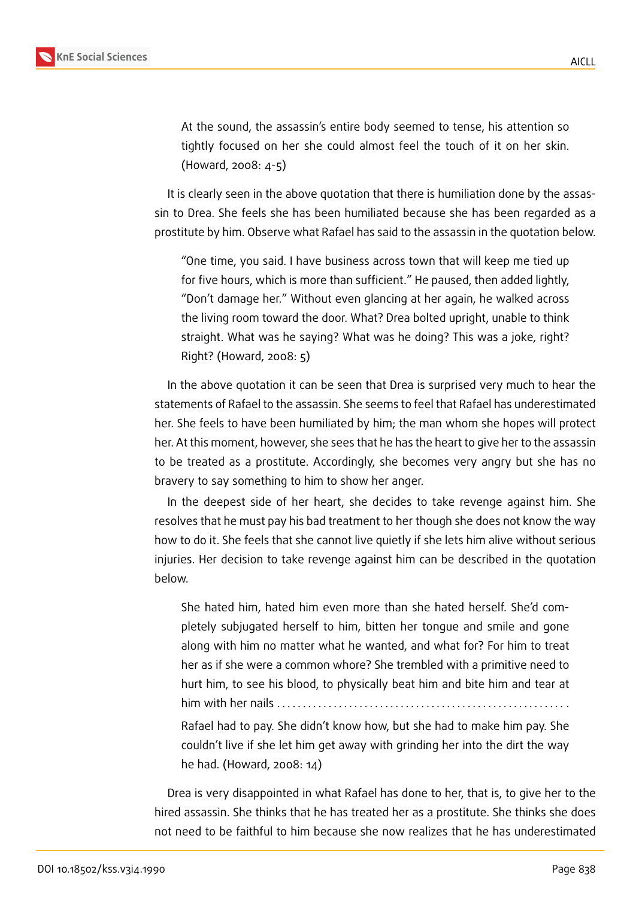> At the sound, the assassin's entire body seemed to tense, his attention so tightly focused on her she could almost feel the touch of it on her skin. (Howard, 2008: 4-5)

It is clearly seen in the above quotation that there is humiliation done by the assassin to Drea. She feels she has been humiliated because she has been regarded as a prostitute by him. Observe what Rafael has said to the assassin in the quotation below.

> "One time, you said. I have business across town that will keep me tied up for five hours, which is more than sufficient." He paused, then added lightly, "Don't damage her." Without even glancing at her again, he walked across the living room toward the door. What? Drea bolted upright, unable to think straight. What was he saying? What was he doing? This was a joke, right? Right? (Howard, 2008: 5)

In the above quotation it can be seen that Drea is surprised very much to hear the statements of Rafael to the assassin. She seems to feel that Rafael has underestimated her. She feels to have been humiliated by him; the man whom she hopes will protect her. At this moment, however, she sees that he has the heart to give her to the assassin to be treated as a prostitute. Accordingly, she becomes very angry but she has no bravery to say something to him to show her anger.

In the deepest side of her heart, she decides to take revenge against him. She resolves that he must pay his bad treatment to her though she does not know the way how to do it. She feels that she cannot live quietly if she lets him alive without serious injuries. Her decision to take revenge against him can be described in the quotation below.

> She hated him, hated him even more than she hated herself. She'd completely subjugated herself to him, bitten her tongue and smile and gone along with him no matter what he wanted, and what for? For him to treat her as if she were a common whore? She trembled with a primitive need to hurt him, to see his blood, to physically beat him and bite him and tear at him with her nails .......................................................
>
> Rafael had to pay. She didn't know how, but she had to make him pay. She couldn't live if she let him get away with grinding her into the dirt the way he had. (Howard, 2008: 14)

Drea is very disappointed in what Rafael has done to her, that is, to give her to the hired assassin. She thinks that he has treated her as a prostitute. She thinks she does not need to be faithful to him because she now realizes that he has underestimated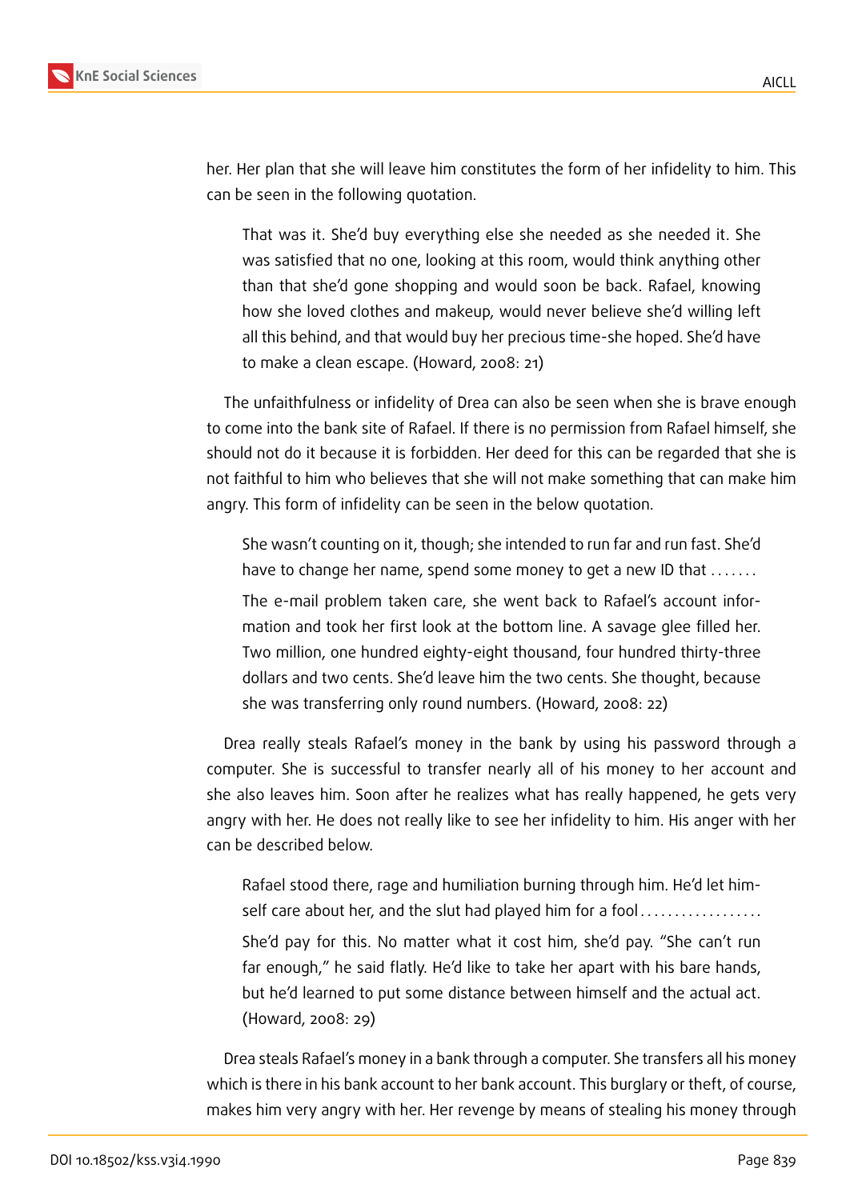her. Her plan that she will leave him constitutes the form of her infidelity to him. This can be seen in the following quotation.

> That was it. She'd buy everything else she needed as she needed it. She was satisfied that no one, looking at this room, would think anything other than that she'd gone shopping and would soon be back. Rafael, knowing how she loved clothes and makeup, would never believe she'd willing left all this behind, and that would buy her precious time-she hoped. She'd have to make a clean escape. (Howard, 2008: 21)

The unfaithfulness or infidelity of Drea can also be seen when she is brave enough to come into the bank site of Rafael. If there is no permission from Rafael himself, she should not do it because it is forbidden. Her deed for this can be regarded that she is not faithful to him who believes that she will not make something that can make him angry. This form of infidelity can be seen in the below quotation.

> She wasn't counting on it, though; she intended to run far and run fast. She'd have to change her name, spend some money to get a new ID that . . . . . . .
>
> The e-mail problem taken care, she went back to Rafael's account information and took her first look at the bottom line. A savage glee filled her. Two million, one hundred eighty-eight thousand, four hundred thirty-three dollars and two cents. She'd leave him the two cents. She thought, because she was transferring only round numbers. (Howard, 2008: 22)

Drea really steals Rafael's money in the bank by using his password through a computer. She is successful to transfer nearly all of his money to her account and she also leaves him. Soon after he realizes what has really happened, he gets very angry with her. He does not really like to see her infidelity to him. His anger with her can be described below.

> Rafael stood there, rage and humiliation burning through him. He'd let himself care about her, and the slut had played him for a fool . . . . . . . . . . . . . . . . . .
>
> She'd pay for this. No matter what it cost him, she'd pay. "She can't run far enough," he said flatly. He'd like to take her apart with his bare hands, but he'd learned to put some distance between himself and the actual act. (Howard, 2008: 29)

Drea steals Rafael's money in a bank through a computer. She transfers all his money which is there in his bank account to her bank account. This burglary or theft, of course, makes him very angry with her. Her revenge by means of stealing his money through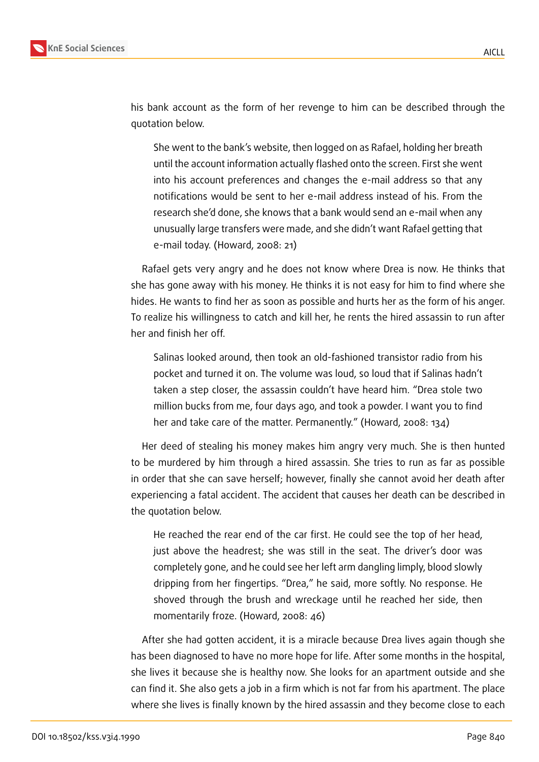his bank account as the form of her revenge to him can be described through the quotation below.

> She went to the bank's website, then logged on as Rafael, holding her breath until the account information actually flashed onto the screen. First she went into his account preferences and changes the e-mail address so that any notifications would be sent to her e-mail address instead of his. From the research she'd done, she knows that a bank would send an e-mail when any unusually large transfers were made, and she didn't want Rafael getting that e-mail today. (Howard, 2008: 21)

Rafael gets very angry and he does not know where Drea is now. He thinks that she has gone away with his money. He thinks it is not easy for him to find where she hides. He wants to find her as soon as possible and hurts her as the form of his anger. To realize his willingness to catch and kill her, he rents the hired assassin to run after her and finish her off.

> Salinas looked around, then took an old-fashioned transistor radio from his pocket and turned it on. The volume was loud, so loud that if Salinas hadn't taken a step closer, the assassin couldn't have heard him. "Drea stole two million bucks from me, four days ago, and took a powder. I want you to find her and take care of the matter. Permanently." (Howard, 2008: 134)

Her deed of stealing his money makes him angry very much. She is then hunted to be murdered by him through a hired assassin. She tries to run as far as possible in order that she can save herself; however, finally she cannot avoid her death after experiencing a fatal accident. The accident that causes her death can be described in the quotation below.

> He reached the rear end of the car first. He could see the top of her head, just above the headrest; she was still in the seat. The driver's door was completely gone, and he could see her left arm dangling limply, blood slowly dripping from her fingertips. "Drea," he said, more softly. No response. He shoved through the brush and wreckage until he reached her side, then momentarily froze. (Howard, 2008: 46)

After she had gotten accident, it is a miracle because Drea lives again though she has been diagnosed to have no more hope for life. After some months in the hospital, she lives it because she is healthy now. She looks for an apartment outside and she can find it. She also gets a job in a firm which is not far from his apartment. The place where she lives is finally known by the hired assassin and they become close to each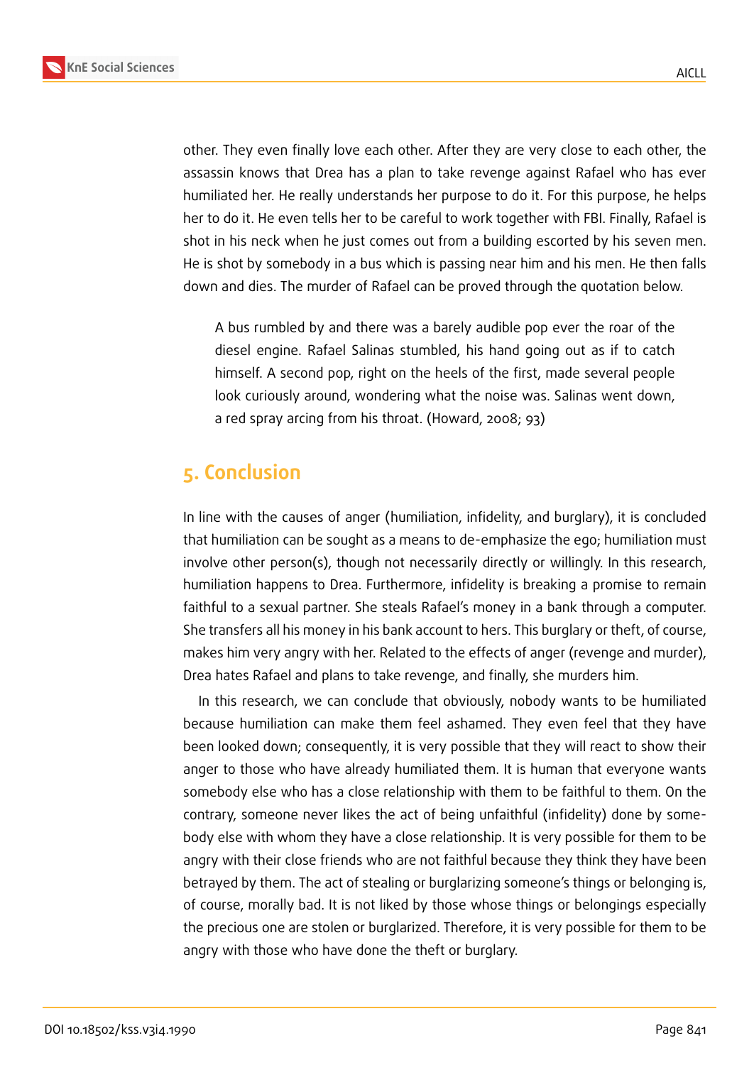other. They even finally love each other. After they are very close to each other, the assassin knows that Drea has a plan to take revenge against Rafael who has ever humiliated her. He really understands her purpose to do it. For this purpose, he helps her to do it. He even tells her to be careful to work together with FBI. Finally, Rafael is shot in his neck when he just comes out from a building escorted by his seven men. He is shot by somebody in a bus which is passing near him and his men. He then falls down and dies. The murder of Rafael can be proved through the quotation below.

> A bus rumbled by and there was a barely audible pop ever the roar of the diesel engine. Rafael Salinas stumbled, his hand going out as if to catch himself. A second pop, right on the heels of the first, made several people look curiously around, wondering what the noise was. Salinas went down, a red spray arcing from his throat. (Howard, 2008; 93)

## 5. Conclusion

In line with the causes of anger (humiliation, infidelity, and burglary), it is concluded that humiliation can be sought as a means to de-emphasize the ego; humiliation must involve other person(s), though not necessarily directly or willingly. In this research, humiliation happens to Drea. Furthermore, infidelity is breaking a promise to remain faithful to a sexual partner. She steals Rafael's money in a bank through a computer. She transfers all his money in his bank account to hers. This burglary or theft, of course, makes him very angry with her. Related to the effects of anger (revenge and murder), Drea hates Rafael and plans to take revenge, and finally, she murders him.

In this research, we can conclude that obviously, nobody wants to be humiliated because humiliation can make them feel ashamed. They even feel that they have been looked down; consequently, it is very possible that they will react to show their anger to those who have already humiliated them. It is human that everyone wants somebody else who has a close relationship with them to be faithful to them. On the contrary, someone never likes the act of being unfaithful (infidelity) done by somebody else with whom they have a close relationship. It is very possible for them to be angry with their close friends who are not faithful because they think they have been betrayed by them. The act of stealing or burglarizing someone's things or belonging is, of course, morally bad. It is not liked by those whose things or belongings especially the precious one are stolen or burglarized. Therefore, it is very possible for them to be angry with those who have done the theft or burglary.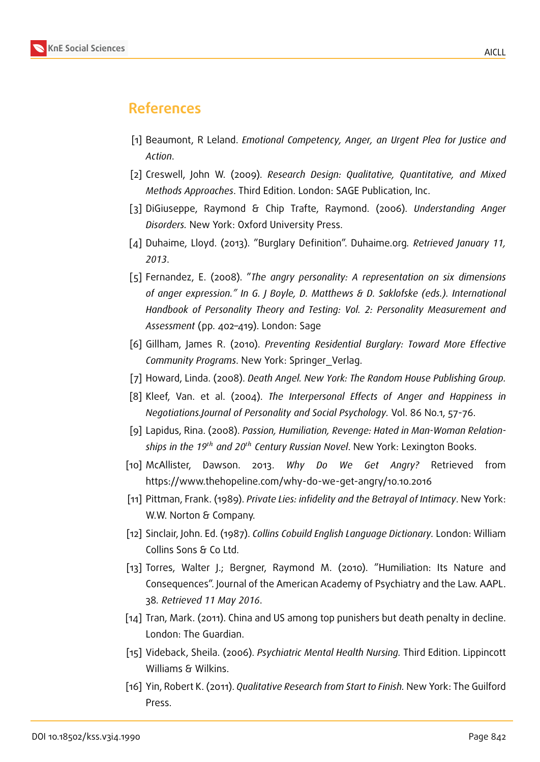## References

[1] Beaumont, R Leland. *Emotional Competency, Anger, an Urgent Plea for Justice and Action*.

[2] Creswell, John W. (2009). *Research Design: Qualitative, Quantitative, and Mixed Methods Approaches*. Third Edition. London: SAGE Publication, Inc.

[3] DiGiuseppe, Raymond & Chip Trafte, Raymond. (2006). *Understanding Anger Disorders.* New York: Oxford University Press.

[4] Duhaime, Lloyd. (2013). "Burglary Definition". Duhaime.org. *Retrieved January 11, 2013*.

[5] Fernandez, E. (2008). "*The angry personality: A representation on six dimensions of anger expression." In G. J Boyle, D. Matthews & D. Saklofske (eds.). International Handbook of Personality Theory and Testing: Vol. 2: Personality Measurement and Assessment* (pp. 402–419). London: Sage

[6] Gillham, James R. (2010). *Preventing Residential Burglary: Toward More Effective Community Programs*. New York: Springer_Verlag.

[7] Howard, Linda. (2008). *Death Angel. New York: The Random House Publishing Group*.

[8] Kleef, Van. et al. (2004). *The Interpersonal Effects of Anger and Happiness in Negotiations.Journal of Personality and Social Psychology.* Vol. 86 No.1, 57-76.

[9] Lapidus, Rina. (2008). *Passion, Humiliation, Revenge: Hated in Man-Woman Relationships in the 19th and 20th Century Russian Novel*. New York: Lexington Books.

[10] McAllister, Dawson. 2013. *Why Do We Get Angry?* Retrieved from https://www.thehopeline.com/why-do-we-get-angry/10.10.2016

[11] Pittman, Frank. (1989). *Private Lies: infidelity and the Betrayal of Intimacy*. New York: W.W. Norton & Company.

[12] Sinclair, John. Ed. (1987). *Collins Cobuild English Language Dictionary.* London: William Collins Sons & Co Ltd.

[13] Torres, Walter J.; Bergner, Raymond M. (2010). "Humiliation: Its Nature and Consequences". Journal of the American Academy of Psychiatry and the Law. AAPL. 38. *Retrieved 11 May 2016*.

[14] Tran, Mark. (2011). China and US among top punishers but death penalty in decline. London: The Guardian.

[15] Videback, Sheila. (2006). *Psychiatric Mental Health Nursing.* Third Edition. Lippincott Williams & Wilkins.

[16] Yin, Robert K. (2011). *Qualitative Research from Start to Finish.* New York: The Guilford Press.